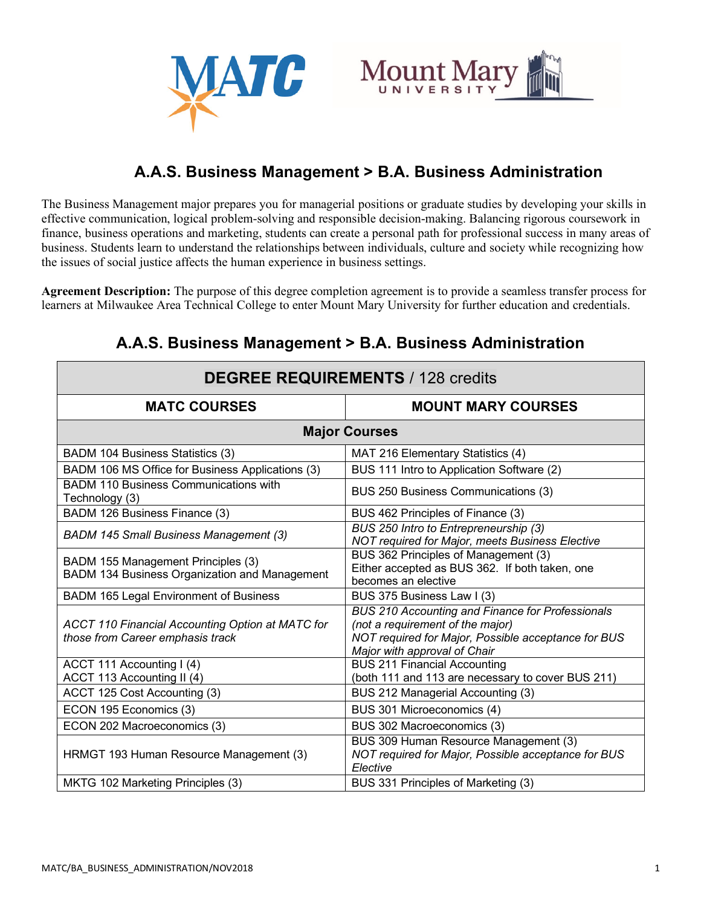# A.A.S. Business Management > B.A. Business Administration

The Business Management major prepares you for managerial positions or graduate studies by developing your skills in effective communication, logical problem-solving and responsible decision-making. Balancing rigorous coursework in finance, business operations and marketing, students can create a personal path for professional success in many areas of business. Students learn to understand the relationships between individuals, culture and society while recognizing how the issues of social justice affects the human experience in business settings.

**Agreement Description:** The purpose of this degree completion agreement is to provide a seamless transfer process for learners at Milwaukee Area Technical College to enter Mount Mary University for further education and credentials.

## A.A.S. Business Management > B.A. Business Administration

| **DEGREE REQUIREMENTS** / 128 credits | |
|---|---|
| **MATC COURSES** | **MOUNT MARY COURSES** |
| **Major Courses** | |
| BADM 104 Business Statistics (3) | MAT 216 Elementary Statistics (4) |
| BADM 106 MS Office for Business Applications (3) | BUS 111 Intro to Application Software (2) |
| BADM 110 Business Communications with Technology (3) | BUS 250 Business Communications (3) |
| BADM 126 Business Finance (3) | BUS 462 Principles of Finance (3) |
| *BADM 145 Small Business Management (3)* | *BUS 250 Intro to Entrepreneurship (3)*<br>*NOT required for Major, meets Business Elective* |
| BADM 155 Management Principles (3)<br>BADM 134 Business Organization and Management | BUS 362 Principles of Management (3)<br>Either accepted as BUS 362. If both taken, one becomes an elective |
| BADM 165 Legal Environment of Business | BUS 375 Business Law I (3) |
| *ACCT 110 Financial Accounting Option at MATC for those from Career emphasis track* | *BUS 210 Accounting and Finance for Professionals (not a requirement of the major)*<br>*NOT required for Major, Possible acceptance for BUS Major with approval of Chair* |
| ACCT 111 Accounting I (4)<br>ACCT 113 Accounting II (4) | BUS 211 Financial Accounting<br>(both 111 and 113 are necessary to cover BUS 211) |
| ACCT 125 Cost Accounting (3) | BUS 212 Managerial Accounting (3) |
| ECON 195 Economics (3) | BUS 301 Microeconomics (4) |
| ECON 202 Macroeconomics (3) | BUS 302 Macroeconomics (3) |
| HRMGT 193 Human Resource Management (3) | BUS 309 Human Resource Management (3)<br>*NOT required for Major, Possible acceptance for BUS Elective* |
| MKTG 102 Marketing Principles (3) | BUS 331 Principles of Marketing (3) |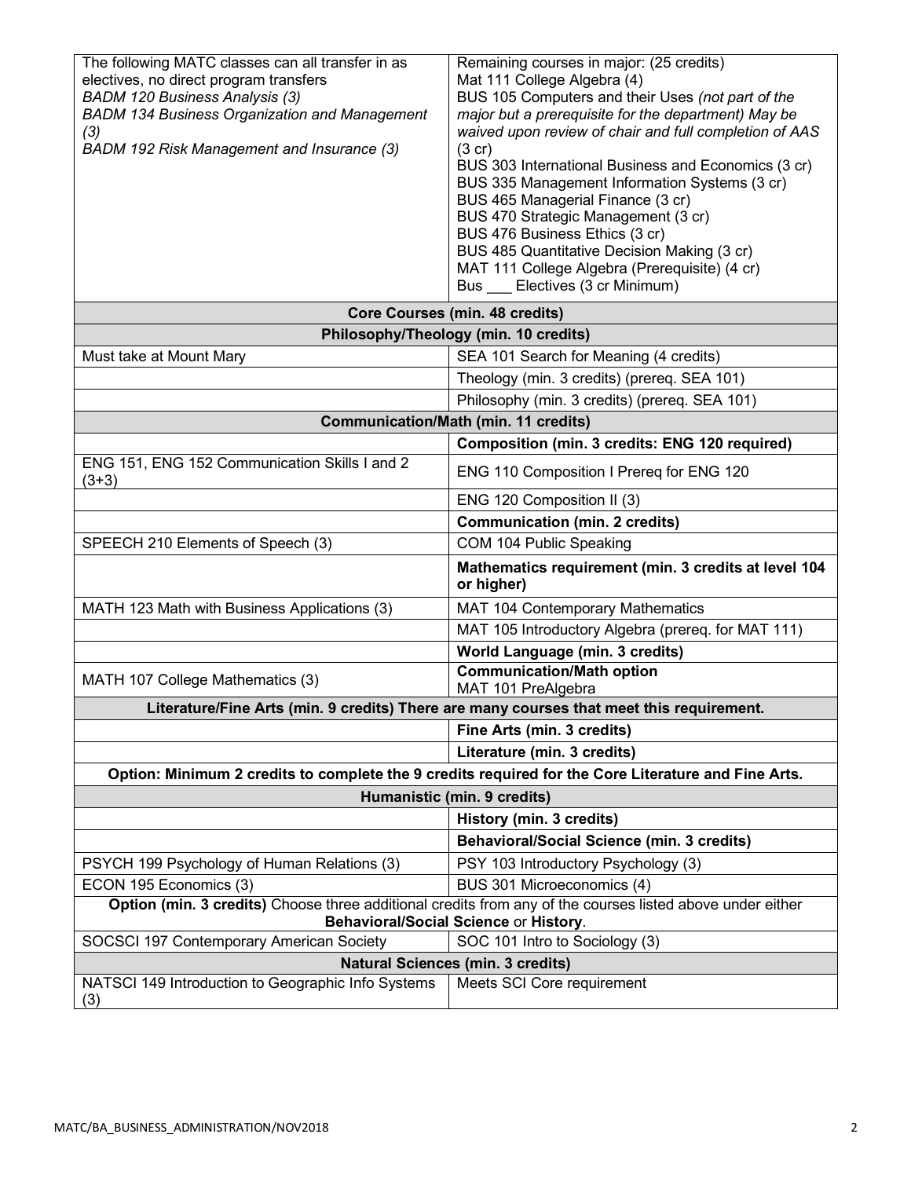| The following MATC classes can all transfer in as electives, no direct program transfers<br>*BADM 120 Business Analysis (3)*<br>*BADM 134 Business Organization and Management (3)*<br>*BADM 192 Risk Management and Insurance (3)* | Remaining courses in major: (25 credits)<br>Mat 111 College Algebra (4)<br>BUS 105 Computers and their Uses *(not part of the major but a prerequisite for the department) May be waived upon review of chair and full completion of AAS* (3 cr)<br>BUS 303 International Business and Economics (3 cr)<br>BUS 335 Management Information Systems (3 cr)<br>BUS 465 Managerial Finance (3 cr)<br>BUS 470 Strategic Management (3 cr)<br>BUS 476 Business Ethics (3 cr)<br>BUS 485 Quantitative Decision Making (3 cr)<br>MAT 111 College Algebra (Prerequisite) (4 cr)<br>Bus ___ Electives (3 cr Minimum) |
|---|---|
| **Core Courses (min. 48 credits)** | |
| **Philosophy/Theology (min. 10 credits)** | |
| Must take at Mount Mary | SEA 101 Search for Meaning (4 credits) |
| | Theology (min. 3 credits) (prereq. SEA 101) |
| | Philosophy (min. 3 credits) (prereq. SEA 101) |
| **Communication/Math (min. 11 credits)** | |
| | **Composition (min. 3 credits: ENG 120 required)** |
| ENG 151, ENG 152 Communication Skills I and 2 (3+3) | ENG 110 Composition I Prereq for ENG 120 |
| | ENG 120 Composition II (3) |
| | **Communication (min. 2 credits)** |
| SPEECH 210 Elements of Speech (3) | COM 104 Public Speaking |
| | **Mathematics requirement (min. 3 credits at level 104 or higher)** |
| MATH 123 Math with Business Applications (3) | MAT 104 Contemporary Mathematics |
| | MAT 105 Introductory Algebra (prereq. for MAT 111) |
| | **World Language (min. 3 credits)** |
| MATH 107 College Mathematics (3) | **Communication/Math option**<br>MAT 101 PreAlgebra |
| **Literature/Fine Arts (min. 9 credits) There are many courses that meet this requirement.** | |
| | **Fine Arts (min. 3 credits)** |
| | **Literature (min. 3 credits)** |
| **Option: Minimum 2 credits to complete the 9 credits required for the Core Literature and Fine Arts.** | |
| **Humanistic (min. 9 credits)** | |
| | **History (min. 3 credits)** |
| | **Behavioral/Social Science (min. 3 credits)** |
| PSYCH 199 Psychology of Human Relations (3) | PSY 103 Introductory Psychology (3) |
| ECON 195 Economics (3) | BUS 301 Microeconomics (4) |
| **Option (min. 3 credits)** Choose three additional credits from any of the courses listed above under either **Behavioral/Social Science** or **History**. | |
| SOCSCI 197 Contemporary American Society | SOC 101 Intro to Sociology (3) |
| **Natural Sciences (min. 3 credits)** | |
| NATSCI 149 Introduction to Geographic Info Systems (3) | Meets SCI Core requirement |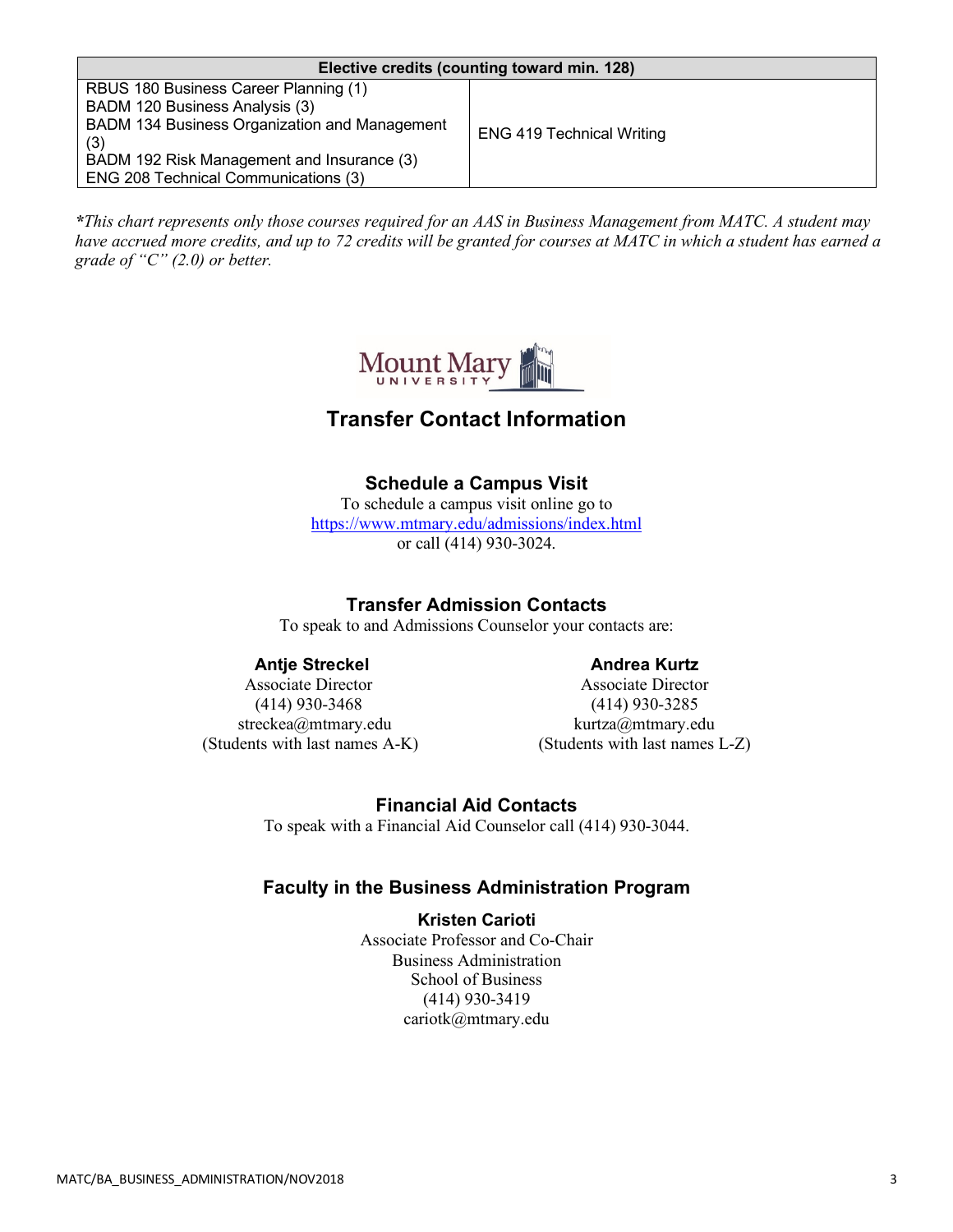| Elective credits (counting toward min. 128) | |
|---|---|
| RBUS 180 Business Career Planning (1)<br>BADM 120 Business Analysis (3)<br>BADM 134 Business Organization and Management (3)<br>BADM 192 Risk Management and Insurance (3)<br>ENG 208 Technical Communications (3) | ENG 419 Technical Writing |

*\*This chart represents only those courses required for an AAS in Business Management from MATC. A student may have accrued more credits, and up to 72 credits will be granted for courses at MATC in which a student has earned a grade of "C" (2.0) or better.*

Mount Mary UNIVERSITY

## Transfer Contact Information

### Schedule a Campus Visit

To schedule a campus visit online go to
https://www.mtmary.edu/admissions/index.html
or call (414) 930-3024.

### Transfer Admission Contacts

To speak to and Admissions Counselor your contacts are:

**Antje Streckel**
Associate Director
(414) 930-3468
streckea@mtmary.edu
(Students with last names A-K)

**Andrea Kurtz**
Associate Director
(414) 930-3285
kurtza@mtmary.edu
(Students with last names L-Z)

### Financial Aid Contacts

To speak with a Financial Aid Counselor call (414) 930-3044.

### Faculty in the Business Administration Program

**Kristen Carioti**
Associate Professor and Co-Chair
Business Administration
School of Business
(414) 930-3419
cariotk@mtmary.edu